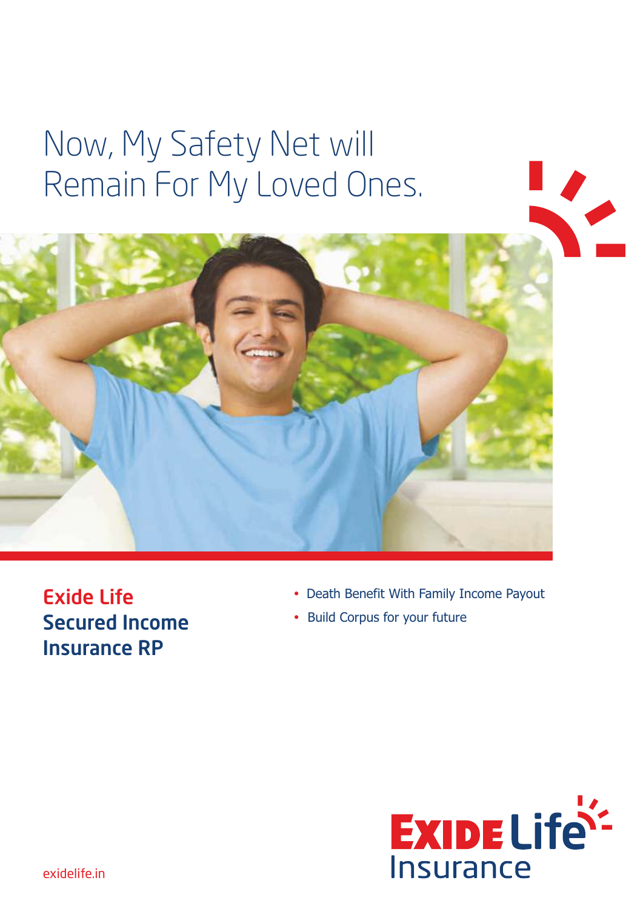# Now, My Safety Net will Remain For My Loved Ones.

## Exide Life Secured Income Insurance RP

- Death Benefit With Family Income Payout
- Build Corpus for your future

Exide Life Insurance

exidelife.in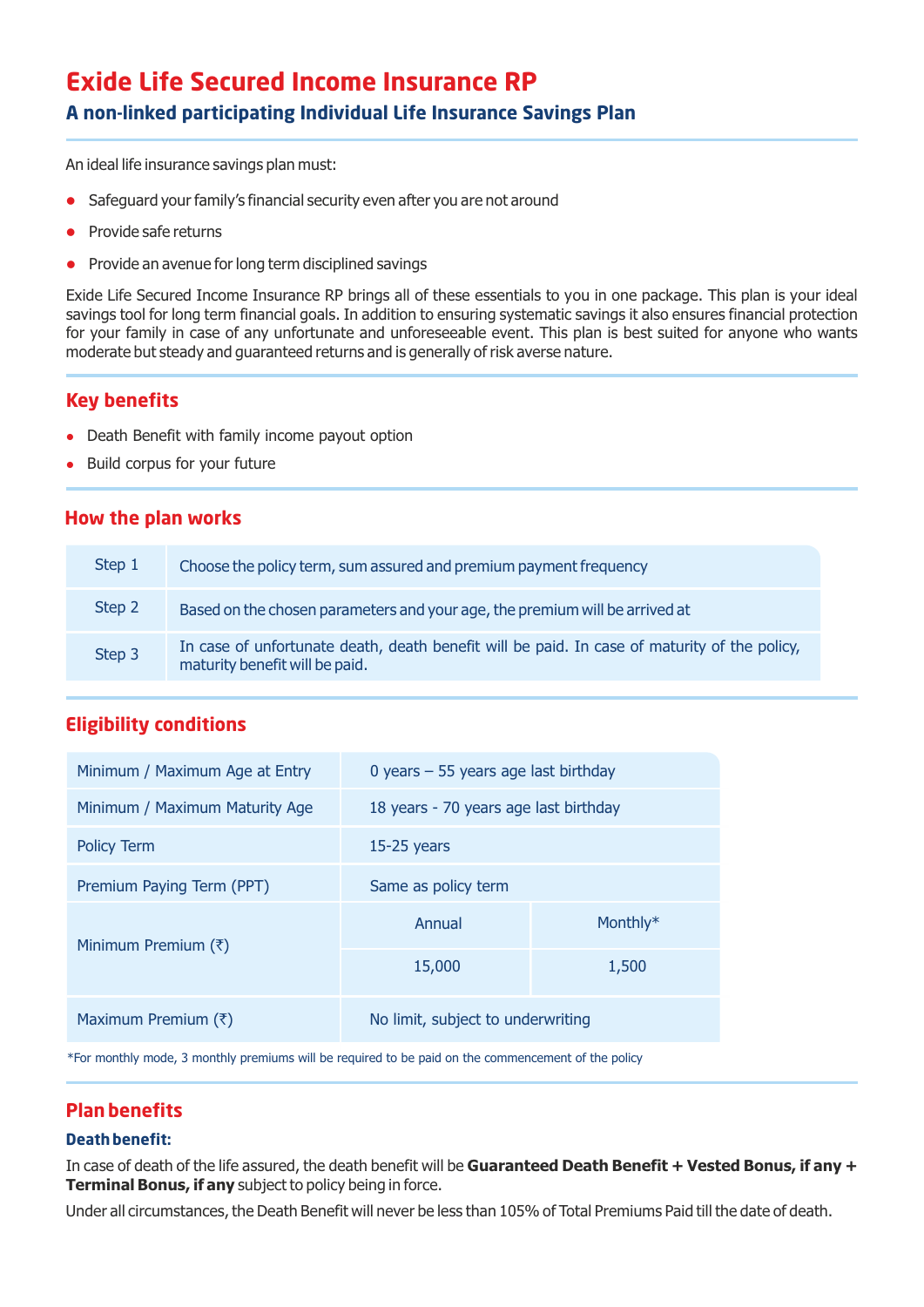# Exide Life Secured Income Insurance RP

## A non-linked participating Individual Life Insurance Savings Plan

An ideal life insurance savings plan must:

- Safeguard your family's financial security even after you are not around
- Provide safe returns
- Provide an avenue for long term disciplined savings

Exide Life Secured Income Insurance RP brings all of these essentials to you in one package. This plan is your ideal savings tool for long term financial goals. In addition to ensuring systematic savings it also ensures financial protection for your family in case of any unfortunate and unforeseeable event. This plan is best suited for anyone who wants moderate but steady and guaranteed returns and is generally of risk averse nature.

## Key benefits

- Death Benefit with family income payout option
- Build corpus for your future

## How the plan works

| Step | Description |
|---|---|
| Step 1 | Choose the policy term, sum assured and premium payment frequency |
| Step 2 | Based on the chosen parameters and your age, the premium will be arrived at |
| Step 3 | In case of unfortunate death, death benefit will be paid. In case of maturity of the policy, maturity benefit will be paid. |

## Eligibility conditions

| Parameter | | |
|---|---|---|
| Minimum / Maximum Age at Entry | 0 years – 55 years age last birthday | |
| Minimum / Maximum Maturity Age | 18 years - 70 years age last birthday | |
| Policy Term | 15-25 years | |
| Premium Paying Term (PPT) | Same as policy term | |
| Minimum Premium (₹) | Annual | Monthly* |
| | 15,000 | 1,500 |
| Maximum Premium (₹) | No limit, subject to underwriting | |

*For monthly mode, 3 monthly premiums will be required to be paid on the commencement of the policy

## Plan benefits

### Death benefit:

In case of death of the life assured, the death benefit will be **Guaranteed Death Benefit + Vested Bonus, if any + Terminal Bonus, if any** subject to policy being in force.

Under all circumstances, the Death Benefit will never be less than 105% of Total Premiums Paid till the date of death.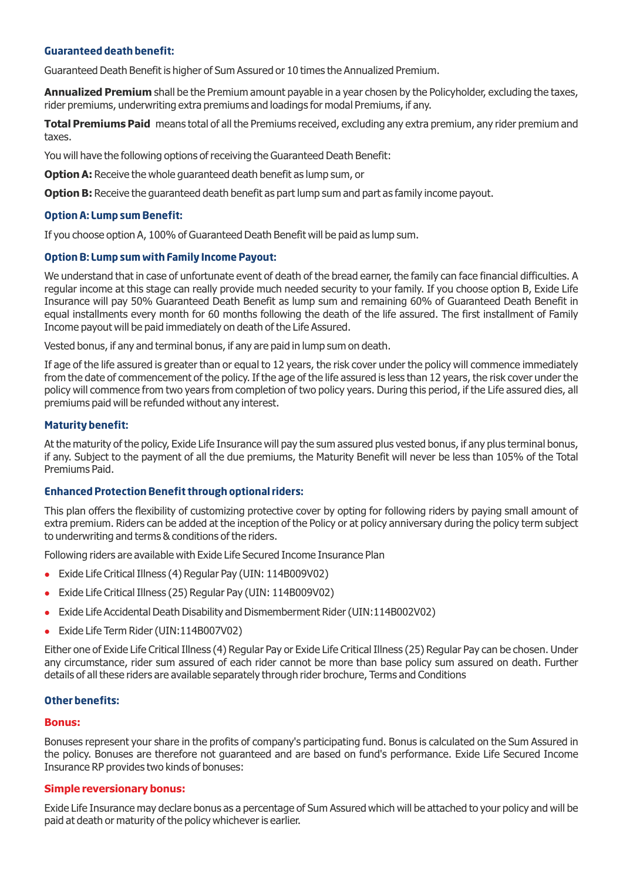### Guaranteed death benefit:

Guaranteed Death Benefit is higher of Sum Assured or 10 times the Annualized Premium.

**Annualized Premium** shall be the Premium amount payable in a year chosen by the Policyholder, excluding the taxes, rider premiums, underwriting extra premiums and loadings for modal Premiums, if any.

**Total Premiums Paid** means total of all the Premiums received, excluding any extra premium, any rider premium and taxes.

You will have the following options of receiving the Guaranteed Death Benefit:

**Option A:** Receive the whole guaranteed death benefit as lump sum, or

**Option B:** Receive the guaranteed death benefit as part lump sum and part as family income payout.

### Option A: Lump sum Benefit:

If you choose option A, 100% of Guaranteed Death Benefit will be paid as lump sum.

### Option B: Lump sum with Family Income Payout:

We understand that in case of unfortunate event of death of the bread earner, the family can face financial difficulties. A regular income at this stage can really provide much needed security to your family. If you choose option B, Exide Life Insurance will pay 50% Guaranteed Death Benefit as lump sum and remaining 60% of Guaranteed Death Benefit in equal installments every month for 60 months following the death of the life assured. The first installment of Family Income payout will be paid immediately on death of the Life Assured.

Vested bonus, if any and terminal bonus, if any are paid in lump sum on death.

If age of the life assured is greater than or equal to 12 years, the risk cover under the policy will commence immediately from the date of commencement of the policy. If the age of the life assured is less than 12 years, the risk cover under the policy will commence from two years from completion of two policy years. During this period, if the Life assured dies, all premiums paid will be refunded without any interest.

### Maturity benefit:

At the maturity of the policy, Exide Life Insurance will pay the sum assured plus vested bonus, if any plus terminal bonus, if any. Subject to the payment of all the due premiums, the Maturity Benefit will never be less than 105% of the Total Premiums Paid.

### Enhanced Protection Benefit through optional riders:

This plan offers the flexibility of customizing protective cover by opting for following riders by paying small amount of extra premium. Riders can be added at the inception of the Policy or at policy anniversary during the policy term subject to underwriting and terms & conditions of the riders.

Following riders are available with Exide Life Secured Income Insurance Plan

- Exide Life Critical Illness (4) Regular Pay (UIN: 114B009V02)
- Exide Life Critical Illness (25) Regular Pay (UIN: 114B009V02)
- Exide Life Accidental Death Disability and Dismemberment Rider (UIN:114B002V02)
- Exide Life Term Rider (UIN:114B007V02)

Either one of Exide Life Critical Illness (4) Regular Pay or Exide Life Critical Illness (25) Regular Pay can be chosen. Under any circumstance, rider sum assured of each rider cannot be more than base policy sum assured on death. Further details of all these riders are available separately through rider brochure, Terms and Conditions

### Other benefits:

#### Bonus:

Bonuses represent your share in the profits of company's participating fund. Bonus is calculated on the Sum Assured in the policy. Bonuses are therefore not guaranteed and are based on fund's performance. Exide Life Secured Income Insurance RP provides two kinds of bonuses:

#### Simple reversionary bonus:

Exide Life Insurance may declare bonus as a percentage of Sum Assured which will be attached to your policy and will be paid at death or maturity of the policy whichever is earlier.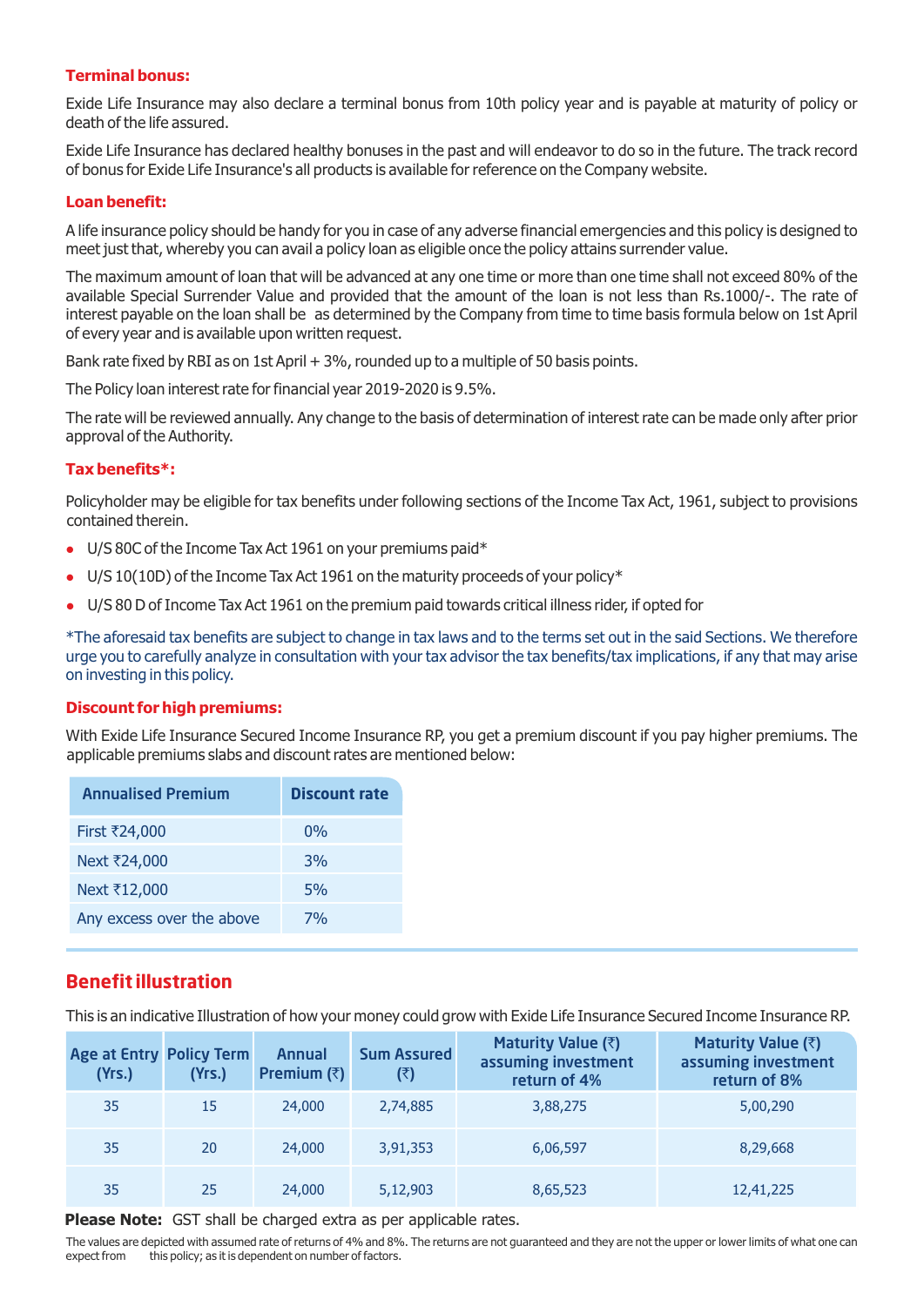### Terminal bonus:

Exide Life Insurance may also declare a terminal bonus from 10th policy year and is payable at maturity of policy or death of the life assured.

Exide Life Insurance has declared healthy bonuses in the past and will endeavor to do so in the future. The track record of bonus for Exide Life Insurance's all products is available for reference on the Company website.

### Loan benefit:

A life insurance policy should be handy for you in case of any adverse financial emergencies and this policy is designed to meet just that, whereby you can avail a policy loan as eligible once the policy attains surrender value.

The maximum amount of loan that will be advanced at any one time or more than one time shall not exceed 80% of the available Special Surrender Value and provided that the amount of the loan is not less than Rs.1000/-. The rate of interest payable on the loan shall be as determined by the Company from time to time basis formula below on 1st April of every year and is available upon written request.

Bank rate fixed by RBI as on 1st April + 3%, rounded up to a multiple of 50 basis points.

The Policy loan interest rate for financial year 2019-2020 is 9.5%.

The rate will be reviewed annually. Any change to the basis of determination of interest rate can be made only after prior approval of the Authority.

### Tax benefits*:

Policyholder may be eligible for tax benefits under following sections of the Income Tax Act, 1961, subject to provisions contained therein.

- U/S 80C of the Income Tax Act 1961 on your premiums paid*
- U/S 10(10D) of the Income Tax Act 1961 on the maturity proceeds of your policy*
- U/S 80 D of Income Tax Act 1961 on the premium paid towards critical illness rider, if opted for

*The aforesaid tax benefits are subject to change in tax laws and to the terms set out in the said Sections. We therefore urge you to carefully analyze in consultation with your tax advisor the tax benefits/tax implications, if any that may arise on investing in this policy.

### Discount for high premiums:

With Exide Life Insurance Secured Income Insurance RP, you get a premium discount if you pay higher premiums. The applicable premiums slabs and discount rates are mentioned below:

| Annualised Premium | Discount rate |
|---|---|
| First ₹24,000 | 0% |
| Next ₹24,000 | 3% |
| Next ₹12,000 | 5% |
| Any excess over the above | 7% |

## Benefit illustration

This is an indicative Illustration of how your money could grow with Exide Life Insurance Secured Income Insurance RP.

| Age at Entry (Yrs.) | Policy Term (Yrs.) | Annual Premium (₹) | Sum Assured (₹) | Maturity Value (₹) assuming investment return of 4% | Maturity Value (₹) assuming investment return of 8% |
|---|---|---|---|---|---|
| 35 | 15 | 24,000 | 2,74,885 | 3,88,275 | 5,00,290 |
| 35 | 20 | 24,000 | 3,91,353 | 6,06,597 | 8,29,668 |
| 35 | 25 | 24,000 | 5,12,903 | 8,65,523 | 12,41,225 |

**Please Note:** GST shall be charged extra as per applicable rates.

The values are depicted with assumed rate of returns of 4% and 8%. The returns are not guaranteed and they are not the upper or lower limits of what one can expect from this policy; as it is dependent on number of factors.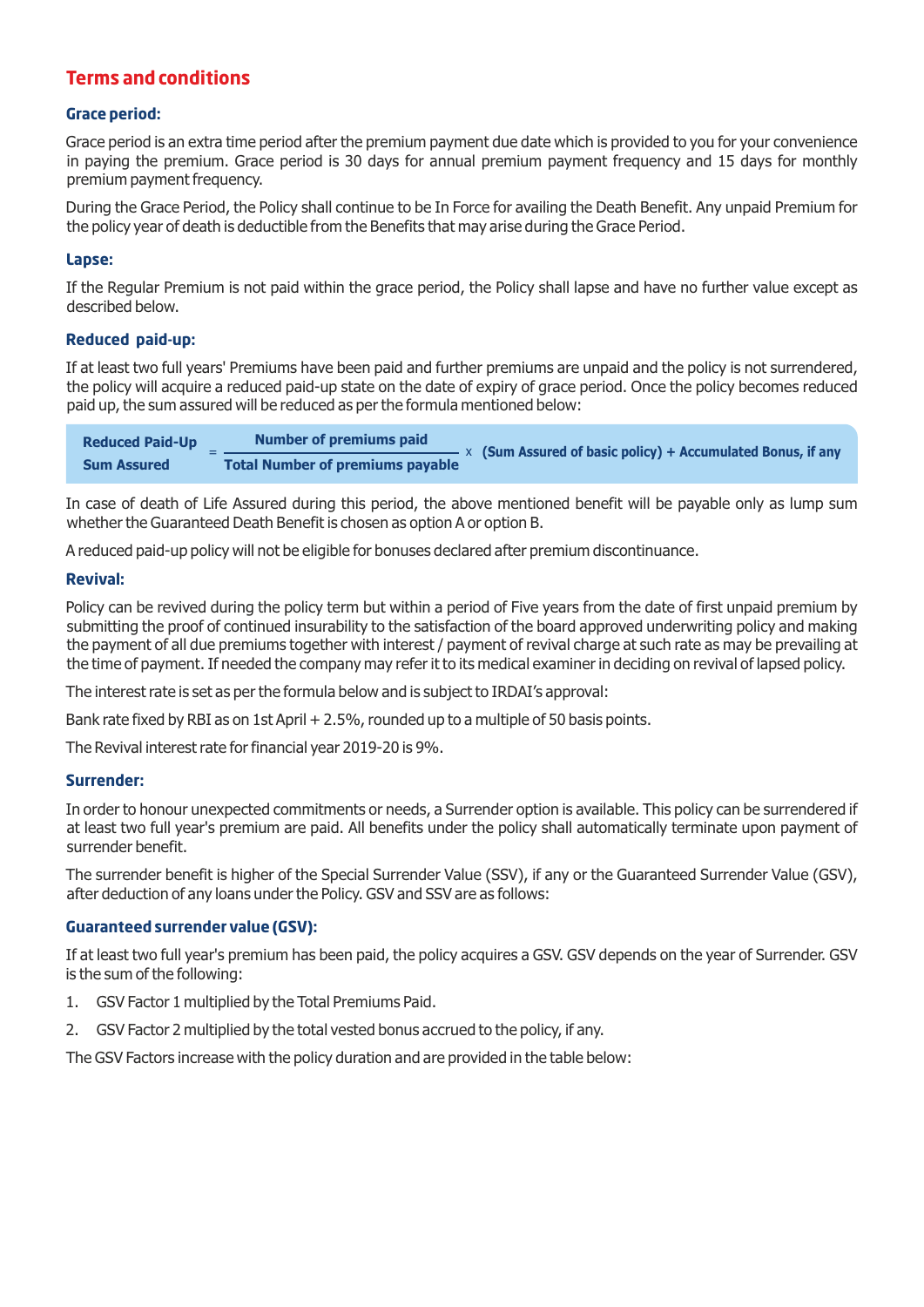## Terms and conditions

### Grace period:

Grace period is an extra time period after the premium payment due date which is provided to you for your convenience in paying the premium. Grace period is 30 days for annual premium payment frequency and 15 days for monthly premium payment frequency.

During the Grace Period, the Policy shall continue to be In Force for availing the Death Benefit. Any unpaid Premium for the policy year of death is deductible from the Benefits that may arise during the Grace Period.

### Lapse:

If the Regular Premium is not paid within the grace period, the Policy shall lapse and have no further value except as described below.

### Reduced paid-up:

If at least two full years' Premiums have been paid and further premiums are unpaid and the policy is not surrendered, the policy will acquire a reduced paid-up state on the date of expiry of grace period. Once the policy becomes reduced paid up, the sum assured will be reduced as per the formula mentioned below:

$$\textbf{Reduced Paid-Up Sum Assured} = \frac{\textbf{Number of premiums paid}}{\textbf{Total Number of premiums payable}} \times \textbf{(Sum Assured of basic policy) + Accumulated Bonus, if any}$$

In case of death of Life Assured during this period, the above mentioned benefit will be payable only as lump sum whether the Guaranteed Death Benefit is chosen as option A or option B.

A reduced paid-up policy will not be eligible for bonuses declared after premium discontinuance.

### Revival:

Policy can be revived during the policy term but within a period of Five years from the date of first unpaid premium by submitting the proof of continued insurability to the satisfaction of the board approved underwriting policy and making the payment of all due premiums together with interest / payment of revival charge at such rate as may be prevailing at the time of payment. If needed the company may refer it to its medical examiner in deciding on revival of lapsed policy.

The interest rate is set as per the formula below and is subject to IRDAI's approval:

Bank rate fixed by RBI as on 1st April + 2.5%, rounded up to a multiple of 50 basis points.

The Revival interest rate for financial year 2019-20 is 9%.

### Surrender:

In order to honour unexpected commitments or needs, a Surrender option is available. This policy can be surrendered if at least two full year's premium are paid. All benefits under the policy shall automatically terminate upon payment of surrender benefit.

The surrender benefit is higher of the Special Surrender Value (SSV), if any or the Guaranteed Surrender Value (GSV), after deduction of any loans under the Policy. GSV and SSV are as follows:

### Guaranteed surrender value (GSV):

If at least two full year's premium has been paid, the policy acquires a GSV. GSV depends on the year of Surrender. GSV is the sum of the following:

1. GSV Factor 1 multiplied by the Total Premiums Paid.
2. GSV Factor 2 multiplied by the total vested bonus accrued to the policy, if any.

The GSV Factors increase with the policy duration and are provided in the table below: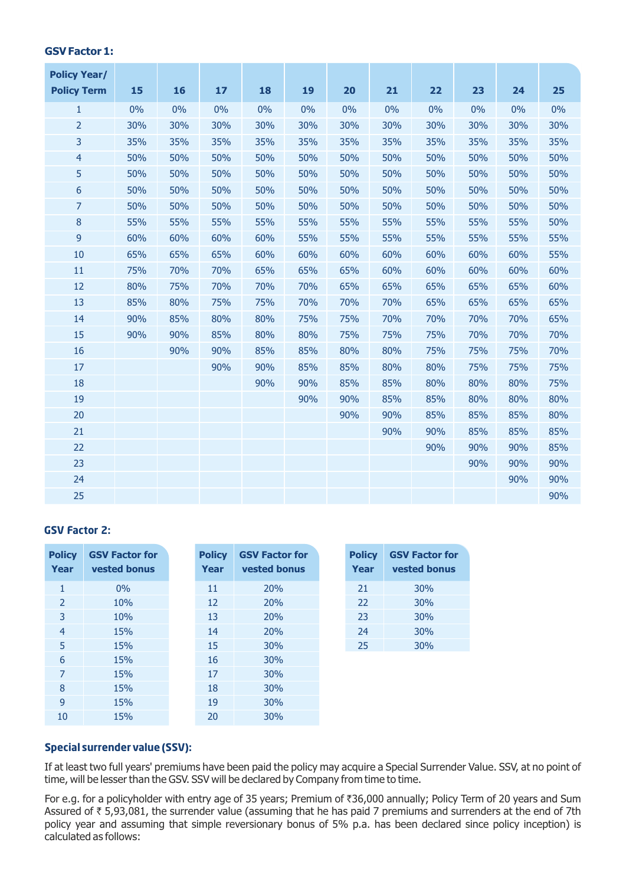### GSV Factor 1:

| Policy Year/ Policy Term | 15 | 16 | 17 | 18 | 19 | 20 | 21 | 22 | 23 | 24 | 25 |
|---|---|---|---|---|---|---|---|---|---|---|---|
| 1 | 0% | 0% | 0% | 0% | 0% | 0% | 0% | 0% | 0% | 0% | 0% |
| 2 | 30% | 30% | 30% | 30% | 30% | 30% | 30% | 30% | 30% | 30% | 30% |
| 3 | 35% | 35% | 35% | 35% | 35% | 35% | 35% | 35% | 35% | 35% | 35% |
| 4 | 50% | 50% | 50% | 50% | 50% | 50% | 50% | 50% | 50% | 50% | 50% |
| 5 | 50% | 50% | 50% | 50% | 50% | 50% | 50% | 50% | 50% | 50% | 50% |
| 6 | 50% | 50% | 50% | 50% | 50% | 50% | 50% | 50% | 50% | 50% | 50% |
| 7 | 50% | 50% | 50% | 50% | 50% | 50% | 50% | 50% | 50% | 50% | 50% |
| 8 | 55% | 55% | 55% | 55% | 55% | 55% | 55% | 55% | 55% | 55% | 50% |
| 9 | 60% | 60% | 60% | 60% | 55% | 55% | 55% | 55% | 55% | 55% | 55% |
| 10 | 65% | 65% | 65% | 60% | 60% | 60% | 60% | 60% | 60% | 60% | 55% |
| 11 | 75% | 70% | 70% | 65% | 65% | 65% | 60% | 60% | 60% | 60% | 60% |
| 12 | 80% | 75% | 70% | 70% | 70% | 65% | 65% | 65% | 65% | 65% | 60% |
| 13 | 85% | 80% | 75% | 75% | 70% | 70% | 70% | 65% | 65% | 65% | 65% |
| 14 | 90% | 85% | 80% | 80% | 75% | 75% | 70% | 70% | 70% | 70% | 65% |
| 15 | 90% | 90% | 85% | 80% | 80% | 75% | 75% | 75% | 70% | 70% | 70% |
| 16 | | 90% | 90% | 85% | 85% | 80% | 80% | 75% | 75% | 75% | 70% |
| 17 | | | 90% | 90% | 85% | 85% | 80% | 80% | 75% | 75% | 75% |
| 18 | | | | 90% | 90% | 85% | 85% | 80% | 80% | 80% | 75% |
| 19 | | | | | 90% | 90% | 85% | 85% | 80% | 80% | 80% |
| 20 | | | | | | 90% | 90% | 85% | 85% | 85% | 80% |
| 21 | | | | | | | 90% | 90% | 85% | 85% | 85% |
| 22 | | | | | | | | 90% | 90% | 90% | 85% |
| 23 | | | | | | | | | 90% | 90% | 90% |
| 24 | | | | | | | | | | 90% | 90% |
| 25 | | | | | | | | | | | 90% |

### GSV Factor 2:

| Policy Year | GSV Factor for vested bonus |
|---|---|
| 1 | 0% |
| 2 | 10% |
| 3 | 10% |
| 4 | 15% |
| 5 | 15% |
| 6 | 15% |
| 7 | 15% |
| 8 | 15% |
| 9 | 15% |
| 10 | 15% |
| 11 | 20% |
| 12 | 20% |
| 13 | 20% |
| 14 | 20% |
| 15 | 30% |
| 16 | 30% |
| 17 | 30% |
| 18 | 30% |
| 19 | 30% |
| 20 | 30% |
| 21 | 30% |
| 22 | 30% |
| 23 | 30% |
| 24 | 30% |
| 25 | 30% |

### Special surrender value (SSV):

If at least two full years' premiums have been paid the policy may acquire a Special Surrender Value. SSV, at no point of time, will be lesser than the GSV. SSV will be declared by Company from time to time.

For e.g. for a policyholder with entry age of 35 years; Premium of ₹36,000 annually; Policy Term of 20 years and Sum Assured of ₹ 5,93,081, the surrender value (assuming that he has paid 7 premiums and surrenders at the end of 7th policy year and assuming that simple reversionary bonus of 5% p.a. has been declared since policy inception) is calculated as follows: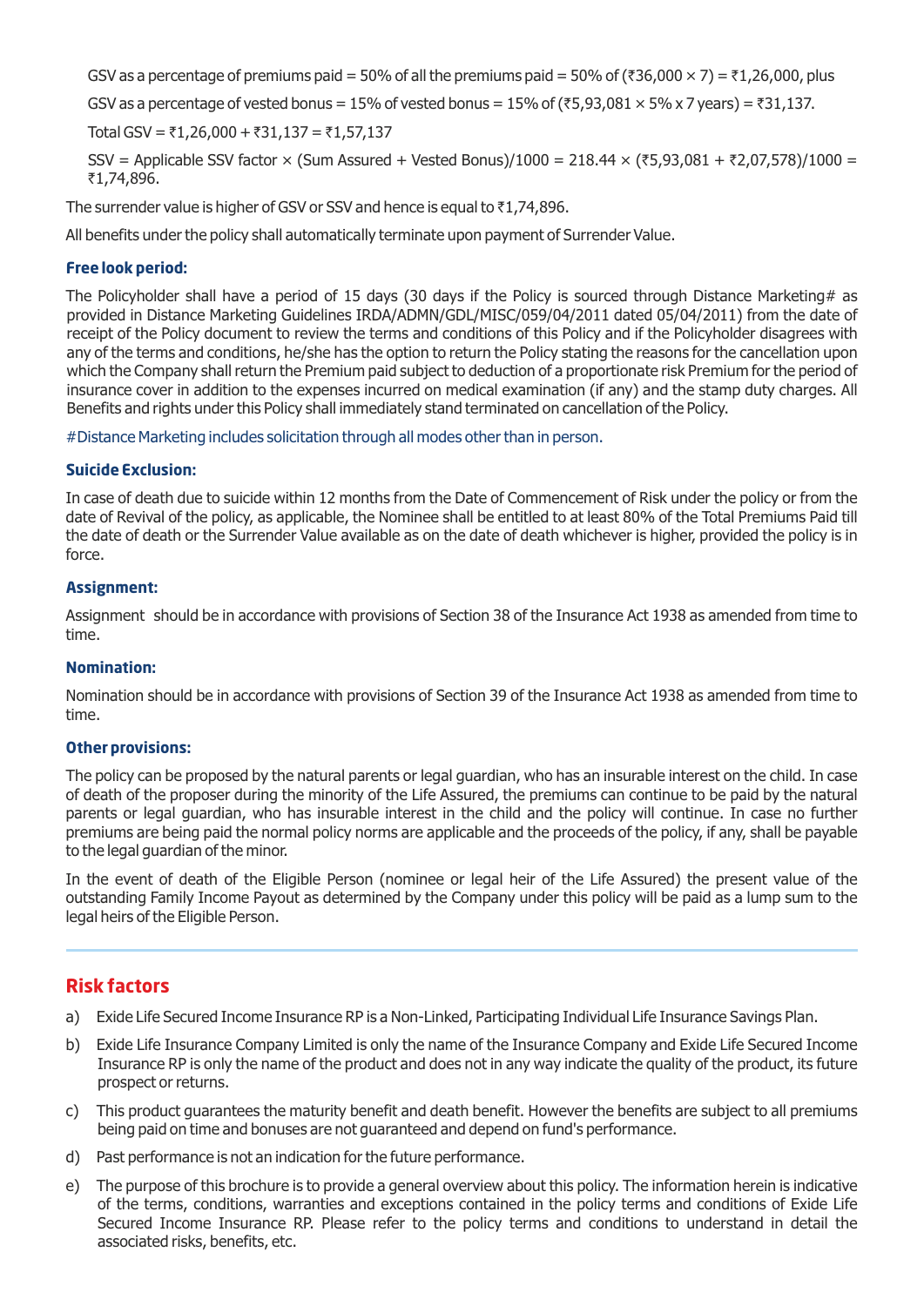GSV as a percentage of premiums paid = 50% of all the premiums paid = 50% of (₹36,000 × 7) = ₹1,26,000, plus

GSV as a percentage of vested bonus = 15% of vested bonus = 15% of (₹5,93,081 × 5% x 7 years) = ₹31,137.

Total GSV = ₹1,26,000 + ₹31,137 = ₹1,57,137

SSV = Applicable SSV factor × (Sum Assured + Vested Bonus)/1000 = 218.44 × (₹5,93,081 + ₹2,07,578)/1000 = ₹1,74,896.

The surrender value is higher of GSV or SSV and hence is equal to ₹1,74,896.

All benefits under the policy shall automatically terminate upon payment of Surrender Value.

### Free look period:

The Policyholder shall have a period of 15 days (30 days if the Policy is sourced through Distance Marketing# as provided in Distance Marketing Guidelines IRDA/ADMN/GDL/MISC/059/04/2011 dated 05/04/2011) from the date of receipt of the Policy document to review the terms and conditions of this Policy and if the Policyholder disagrees with any of the terms and conditions, he/she has the option to return the Policy stating the reasons for the cancellation upon which the Company shall return the Premium paid subject to deduction of a proportionate risk Premium for the period of insurance cover in addition to the expenses incurred on medical examination (if any) and the stamp duty charges. All Benefits and rights under this Policy shall immediately stand terminated on cancellation of the Policy.

#Distance Marketing includes solicitation through all modes other than in person.

### Suicide Exclusion:

In case of death due to suicide within 12 months from the Date of Commencement of Risk under the policy or from the date of Revival of the policy, as applicable, the Nominee shall be entitled to at least 80% of the Total Premiums Paid till the date of death or the Surrender Value available as on the date of death whichever is higher, provided the policy is in force.

### Assignment:

Assignment should be in accordance with provisions of Section 38 of the Insurance Act 1938 as amended from time to time.

### Nomination:

Nomination should be in accordance with provisions of Section 39 of the Insurance Act 1938 as amended from time to time.

### Other provisions:

The policy can be proposed by the natural parents or legal guardian, who has an insurable interest on the child. In case of death of the proposer during the minority of the Life Assured, the premiums can continue to be paid by the natural parents or legal guardian, who has insurable interest in the child and the policy will continue. In case no further premiums are being paid the normal policy norms are applicable and the proceeds of the policy, if any, shall be payable to the legal guardian of the minor.

In the event of death of the Eligible Person (nominee or legal heir of the Life Assured) the present value of the outstanding Family Income Payout as determined by the Company under this policy will be paid as a lump sum to the legal heirs of the Eligible Person.

## Risk factors

a) Exide Life Secured Income Insurance RP is a Non-Linked, Participating Individual Life Insurance Savings Plan.

b) Exide Life Insurance Company Limited is only the name of the Insurance Company and Exide Life Secured Income Insurance RP is only the name of the product and does not in any way indicate the quality of the product, its future prospect or returns.

c) This product guarantees the maturity benefit and death benefit. However the benefits are subject to all premiums being paid on time and bonuses are not guaranteed and depend on fund's performance.

d) Past performance is not an indication for the future performance.

e) The purpose of this brochure is to provide a general overview about this policy. The information herein is indicative of the terms, conditions, warranties and exceptions contained in the policy terms and conditions of Exide Life Secured Income Insurance RP. Please refer to the policy terms and conditions to understand in detail the associated risks, benefits, etc.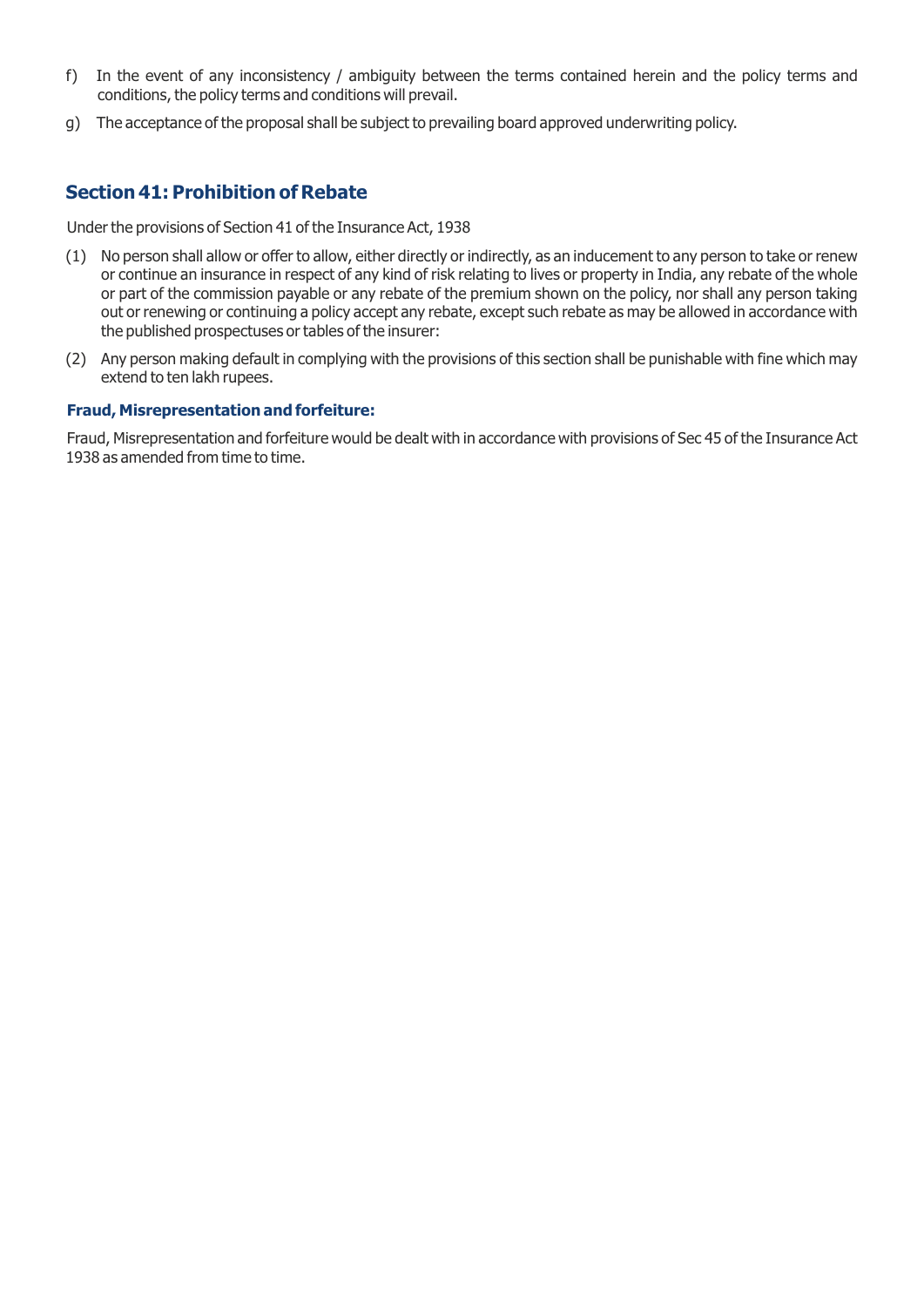f) In the event of any inconsistency / ambiguity between the terms contained herein and the policy terms and conditions, the policy terms and conditions will prevail.

g) The acceptance of the proposal shall be subject to prevailing board approved underwriting policy.

## Section 41: Prohibition of Rebate

Under the provisions of Section 41 of the Insurance Act, 1938

(1) No person shall allow or offer to allow, either directly or indirectly, as an inducement to any person to take or renew or continue an insurance in respect of any kind of risk relating to lives or property in India, any rebate of the whole or part of the commission payable or any rebate of the premium shown on the policy, nor shall any person taking out or renewing or continuing a policy accept any rebate, except such rebate as may be allowed in accordance with the published prospectuses or tables of the insurer:

(2) Any person making default in complying with the provisions of this section shall be punishable with fine which may extend to ten lakh rupees.

### Fraud, Misrepresentation and forfeiture:

Fraud, Misrepresentation and forfeiture would be dealt with in accordance with provisions of Sec 45 of the Insurance Act 1938 as amended from time to time.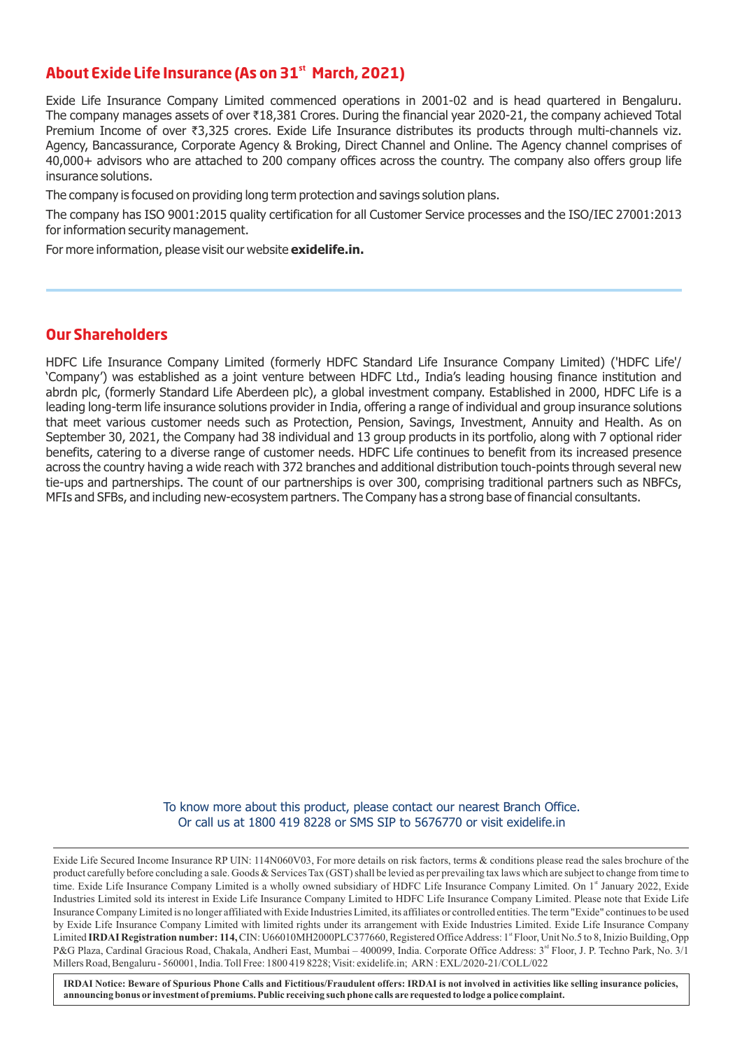## About Exide Life Insurance (As on 31st March, 2021)

Exide Life Insurance Company Limited commenced operations in 2001-02 and is head quartered in Bengaluru. The company manages assets of over ₹18,381 Crores. During the financial year 2020-21, the company achieved Total Premium Income of over ₹3,325 crores. Exide Life Insurance distributes its products through multi-channels viz. Agency, Bancassurance, Corporate Agency & Broking, Direct Channel and Online. The Agency channel comprises of 40,000+ advisors who are attached to 200 company offices across the country. The company also offers group life insurance solutions.

The company is focused on providing long term protection and savings solution plans.

The company has ISO 9001:2015 quality certification for all Customer Service processes and the ISO/IEC 27001:2013 for information security management.

For more information, please visit our website **exidelife.in.**

## Our Shareholders

HDFC Life Insurance Company Limited (formerly HDFC Standard Life Insurance Company Limited) ('HDFC Life'/ 'Company') was established as a joint venture between HDFC Ltd., India's leading housing finance institution and abrdn plc, (formerly Standard Life Aberdeen plc), a global investment company. Established in 2000, HDFC Life is a leading long-term life insurance solutions provider in India, offering a range of individual and group insurance solutions that meet various customer needs such as Protection, Pension, Savings, Investment, Annuity and Health. As on September 30, 2021, the Company had 38 individual and 13 group products in its portfolio, along with 7 optional rider benefits, catering to a diverse range of customer needs. HDFC Life continues to benefit from its increased presence across the country having a wide reach with 372 branches and additional distribution touch-points through several new tie-ups and partnerships. The count of our partnerships is over 300, comprising traditional partners such as NBFCs, MFIs and SFBs, and including new-ecosystem partners. The Company has a strong base of financial consultants.

To know more about this product, please contact our nearest Branch Office.
Or call us at 1800 419 8228 or SMS SIP to 5676770 or visit exidelife.in

Exide Life Secured Income Insurance RP UIN: 114N060V03, For more details on risk factors, terms & conditions please read the sales brochure of the product carefully before concluding a sale. Goods & Services Tax (GST) shall be levied as per prevailing tax laws which are subject to change from time to time. Exide Life Insurance Company Limited is a wholly owned subsidiary of HDFC Life Insurance Company Limited. On 1st January 2022, Exide Industries Limited sold its interest in Exide Life Insurance Company Limited to HDFC Life Insurance Company Limited. Please note that Exide Life Insurance Company Limited is no longer affiliated with Exide Industries Limited, its affiliates or controlled entities. The term "Exide" continues to be used by Exide Life Insurance Company Limited with limited rights under its arrangement with Exide Industries Limited. Exide Life Insurance Company Limited **IRDAI Registration number: 114,** CIN: U66010MH2000PLC377660, Registered Office Address: 1st Floor, Unit No.5 to 8, Inizio Building, Opp P&G Plaza, Cardinal Gracious Road, Chakala, Andheri East, Mumbai – 400099, India. Corporate Office Address: 3rd Floor, J. P. Techno Park, No. 3/1 Millers Road, Bengaluru - 560001, India. Toll Free: 1800 419 8228; Visit: exidelife.in; ARN : EXL/2020-21/COLL/022

**IRDAI Notice: Beware of Spurious Phone Calls and Fictitious/Fraudulent offers: IRDAI is not involved in activities like selling insurance policies, announcing bonus or investment of premiums. Public receiving such phone calls are requested to lodge a police complaint.**